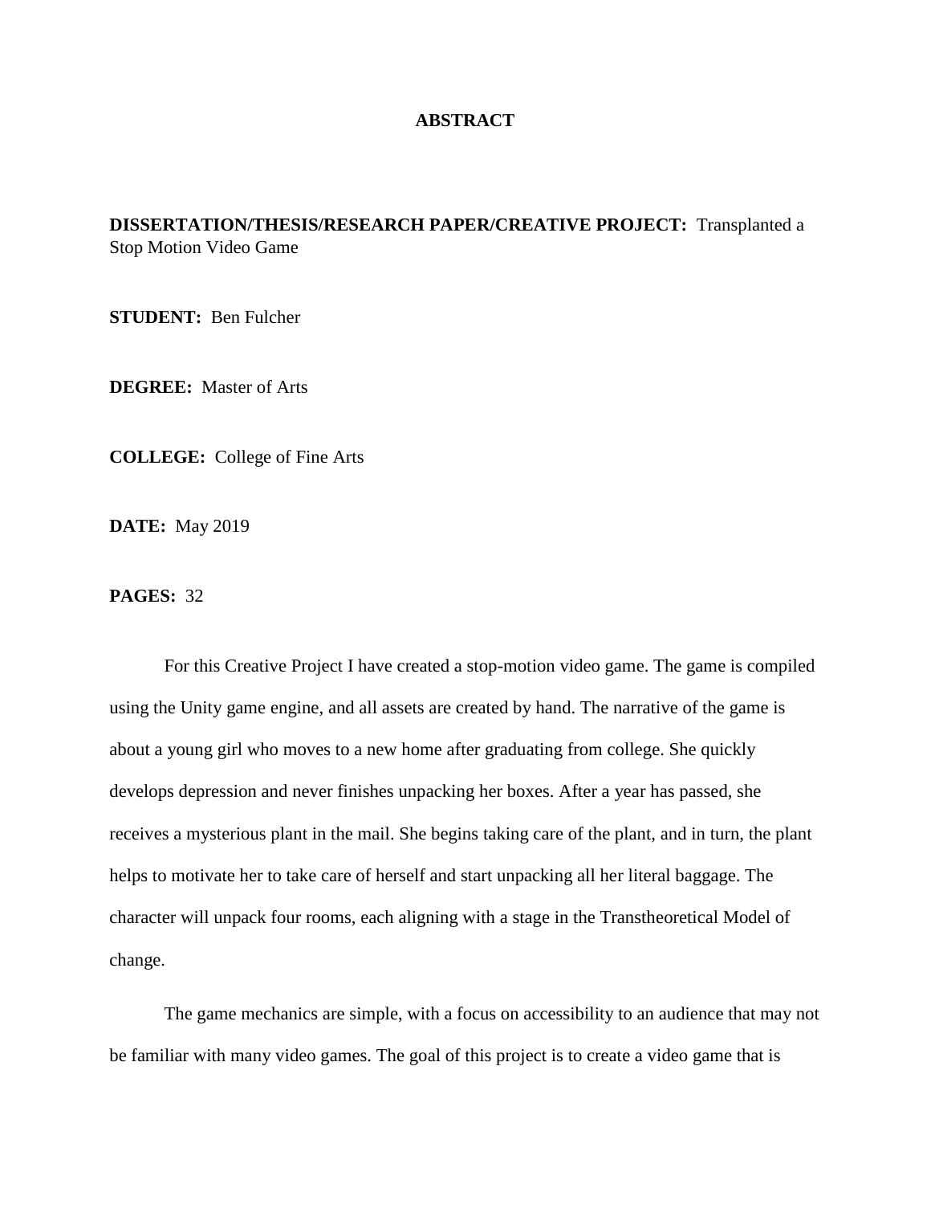# ABSTRACT

**DISSERTATION/THESIS/RESEARCH PAPER/CREATIVE PROJECT:** Transplanted a Stop Motion Video Game

**STUDENT:** Ben Fulcher

**DEGREE:** Master of Arts

**COLLEGE:** College of Fine Arts

**DATE:** May 2019

**PAGES:** 32

For this Creative Project I have created a stop-motion video game. The game is compiled using the Unity game engine, and all assets are created by hand. The narrative of the game is about a young girl who moves to a new home after graduating from college. She quickly develops depression and never finishes unpacking her boxes. After a year has passed, she receives a mysterious plant in the mail. She begins taking care of the plant, and in turn, the plant helps to motivate her to take care of herself and start unpacking all her literal baggage. The character will unpack four rooms, each aligning with a stage in the Transtheoretical Model of change.

The game mechanics are simple, with a focus on accessibility to an audience that may not be familiar with many video games. The goal of this project is to create a video game that is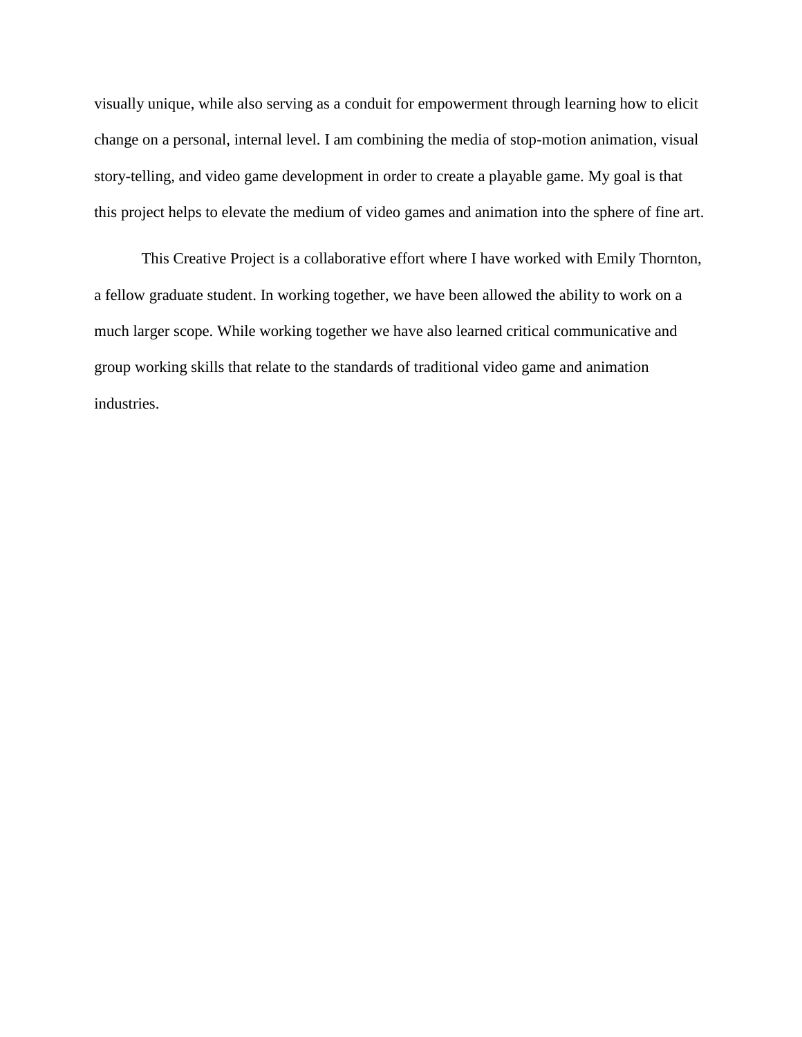visually unique, while also serving as a conduit for empowerment through learning how to elicit change on a personal, internal level. I am combining the media of stop-motion animation, visual story-telling, and video game development in order to create a playable game. My goal is that this project helps to elevate the medium of video games and animation into the sphere of fine art.

This Creative Project is a collaborative effort where I have worked with Emily Thornton, a fellow graduate student. In working together, we have been allowed the ability to work on a much larger scope. While working together we have also learned critical communicative and group working skills that relate to the standards of traditional video game and animation industries.